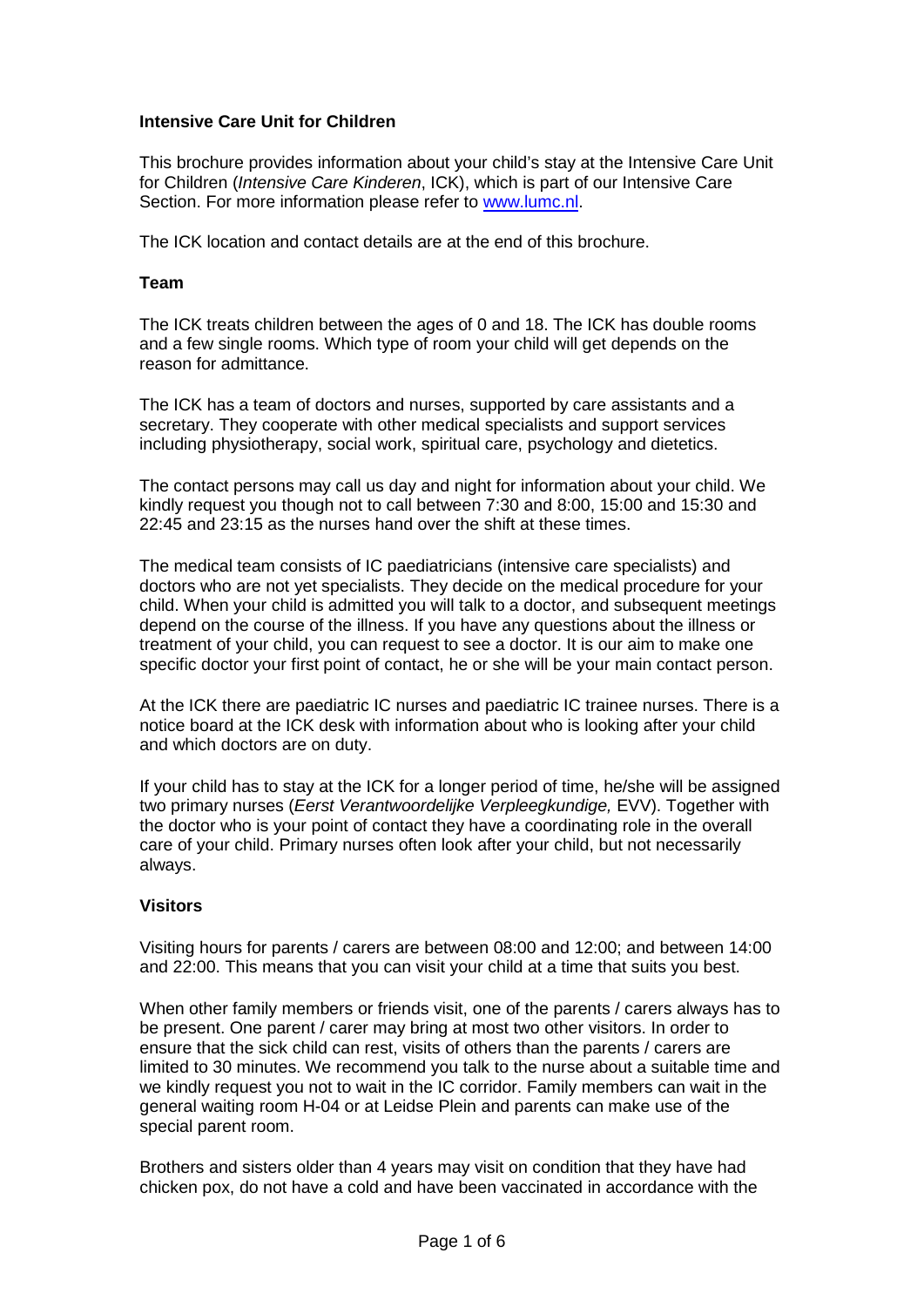## Intensive Care Unit for Children

This brochure provides information about your child's stay at the Intensive Care Unit for Children (*Intensive Care Kinderen*, ICK), which is part of our Intensive Care Section. For more information please refer to [www.lumc.nl](http://www.lumc.nl).

The ICK location and contact details are at the end of this brochure.

### Team

The ICK treats children between the ages of 0 and 18. The ICK has double rooms and a few single rooms. Which type of room your child will get depends on the reason for admittance.

The ICK has a team of doctors and nurses, supported by care assistants and a secretary. They cooperate with other medical specialists and support services including physiotherapy, social work, spiritual care, psychology and dietetics.

The contact persons may call us day and night for information about your child. We kindly request you though not to call between 7:30 and 8:00, 15:00 and 15:30 and 22:45 and 23:15 as the nurses hand over the shift at these times.

The medical team consists of IC paediatricians (intensive care specialists) and doctors who are not yet specialists. They decide on the medical procedure for your child. When your child is admitted you will talk to a doctor, and subsequent meetings depend on the course of the illness. If you have any questions about the illness or treatment of your child, you can request to see a doctor. It is our aim to make one specific doctor your first point of contact, he or she will be your main contact person.

At the ICK there are paediatric IC nurses and paediatric IC trainee nurses. There is a notice board at the ICK desk with information about who is looking after your child and which doctors are on duty.

If your child has to stay at the ICK for a longer period of time, he/she will be assigned two primary nurses (*Eerst Verantwoordelijke Verpleegkundige,* EVV). Together with the doctor who is your point of contact they have a coordinating role in the overall care of your child. Primary nurses often look after your child, but not necessarily always.

### Visitors

Visiting hours for parents / carers are between 08:00 and 12:00; and between 14:00 and 22:00. This means that you can visit your child at a time that suits you best.

When other family members or friends visit, one of the parents / carers always has to be present. One parent / carer may bring at most two other visitors. In order to ensure that the sick child can rest, visits of others than the parents / carers are limited to 30 minutes. We recommend you talk to the nurse about a suitable time and we kindly request you not to wait in the IC corridor. Family members can wait in the general waiting room H-04 or at Leidse Plein and parents can make use of the special parent room.

Brothers and sisters older than 4 years may visit on condition that they have had chicken pox, do not have a cold and have been vaccinated in accordance with the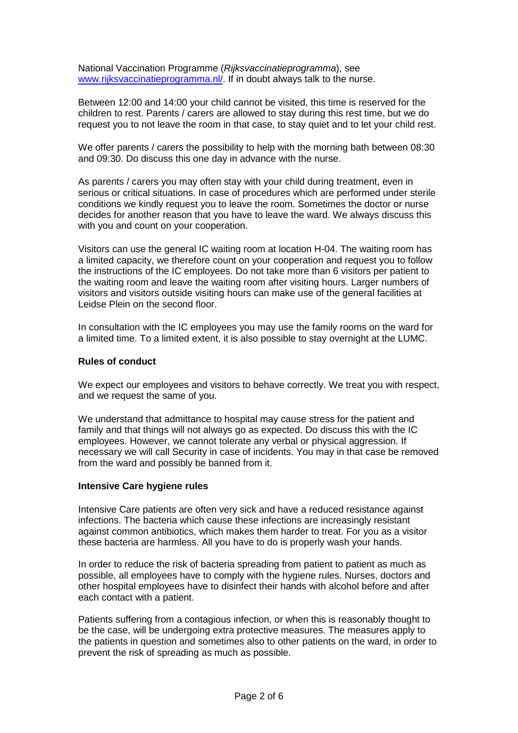National Vaccination Programme (*Rijksvaccinatieprogramma*), see [www.rijksvaccinatieprogramma.nl/](www.rijksvaccinatieprogramma.nl/). If in doubt always talk to the nurse.

Between 12:00 and 14:00 your child cannot be visited, this time is reserved for the children to rest. Parents / carers are allowed to stay during this rest time, but we do request you to not leave the room in that case, to stay quiet and to let your child rest.

We offer parents / carers the possibility to help with the morning bath between 08:30 and 09:30. Do discuss this one day in advance with the nurse.

As parents / carers you may often stay with your child during treatment, even in serious or critical situations. In case of procedures which are performed under sterile conditions we kindly request you to leave the room. Sometimes the doctor or nurse decides for another reason that you have to leave the ward. We always discuss this with you and count on your cooperation.

Visitors can use the general IC waiting room at location H-04. The waiting room has a limited capacity, we therefore count on your cooperation and request you to follow the instructions of the IC employees. Do not take more than 6 visitors per patient to the waiting room and leave the waiting room after visiting hours. Larger numbers of visitors and visitors outside visiting hours can make use of the general facilities at Leidse Plein on the second floor.

In consultation with the IC employees you may use the family rooms on the ward for a limited time. To a limited extent, it is also possible to stay overnight at the LUMC.

**Rules of conduct**

We expect our employees and visitors to behave correctly. We treat you with respect, and we request the same of you.

We understand that admittance to hospital may cause stress for the patient and family and that things will not always go as expected. Do discuss this with the IC employees. However, we cannot tolerate any verbal or physical aggression. If necessary we will call Security in case of incidents. You may in that case be removed from the ward and possibly be banned from it.

**Intensive Care hygiene rules**

Intensive Care patients are often very sick and have a reduced resistance against infections. The bacteria which cause these infections are increasingly resistant against common antibiotics, which makes them harder to treat. For you as a visitor these bacteria are harmless. All you have to do is properly wash your hands.

In order to reduce the risk of bacteria spreading from patient to patient as much as possible, all employees have to comply with the hygiene rules. Nurses, doctors and other hospital employees have to disinfect their hands with alcohol before and after each contact with a patient.

Patients suffering from a contagious infection, or when this is reasonably thought to be the case, will be undergoing extra protective measures. The measures apply to the patients in question and sometimes also to other patients on the ward, in order to prevent the risk of spreading as much as possible.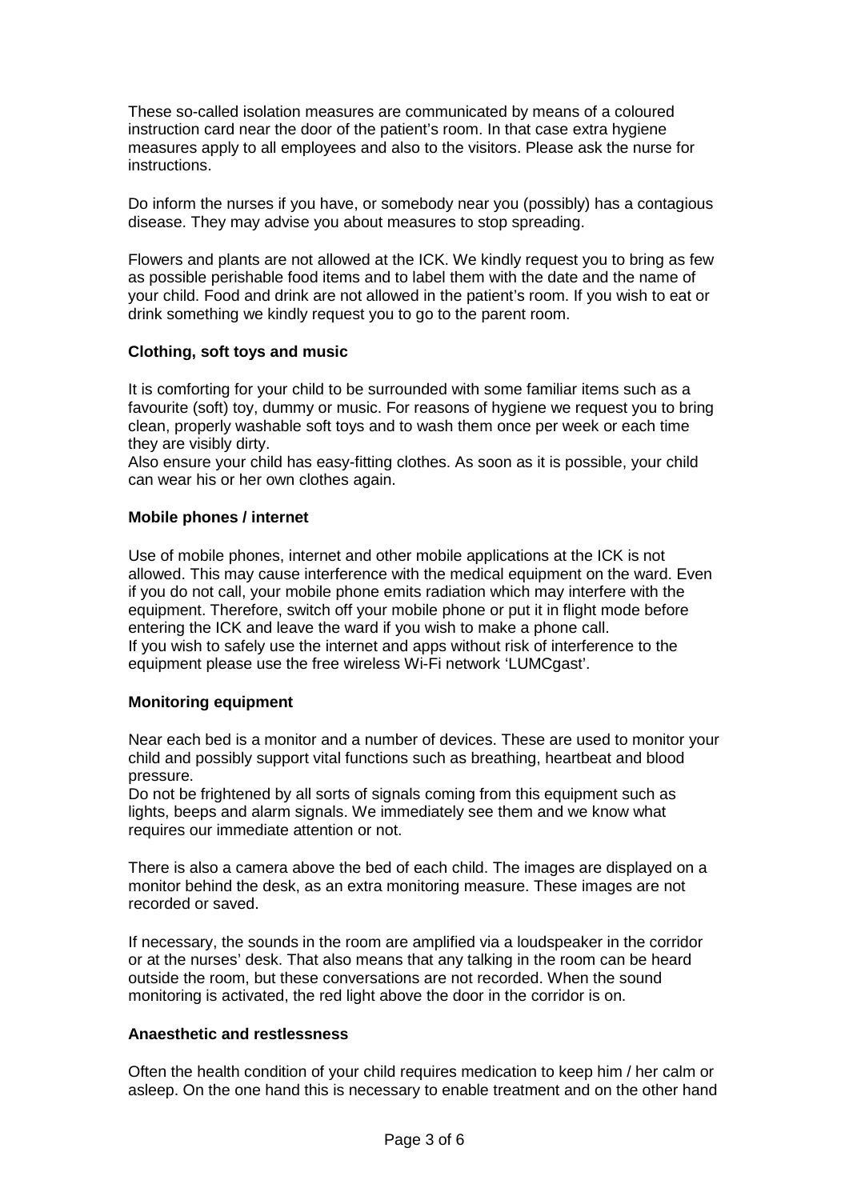These so-called isolation measures are communicated by means of a coloured instruction card near the door of the patient's room. In that case extra hygiene measures apply to all employees and also to the visitors. Please ask the nurse for instructions.

Do inform the nurses if you have, or somebody near you (possibly) has a contagious disease. They may advise you about measures to stop spreading.

Flowers and plants are not allowed at the ICK. We kindly request you to bring as few as possible perishable food items and to label them with the date and the name of your child. Food and drink are not allowed in the patient's room. If you wish to eat or drink something we kindly request you to go to the parent room.

**Clothing, soft toys and music**

It is comforting for your child to be surrounded with some familiar items such as a favourite (soft) toy, dummy or music. For reasons of hygiene we request you to bring clean, properly washable soft toys and to wash them once per week or each time they are visibly dirty.
Also ensure your child has easy-fitting clothes. As soon as it is possible, your child can wear his or her own clothes again.

**Mobile phones / internet**

Use of mobile phones, internet and other mobile applications at the ICK is not allowed. This may cause interference with the medical equipment on the ward. Even if you do not call, your mobile phone emits radiation which may interfere with the equipment. Therefore, switch off your mobile phone or put it in flight mode before entering the ICK and leave the ward if you wish to make a phone call.
If you wish to safely use the internet and apps without risk of interference to the equipment please use the free wireless Wi-Fi network 'LUMCgast'.

**Monitoring equipment**

Near each bed is a monitor and a number of devices. These are used to monitor your child and possibly support vital functions such as breathing, heartbeat and blood pressure.
Do not be frightened by all sorts of signals coming from this equipment such as lights, beeps and alarm signals. We immediately see them and we know what requires our immediate attention or not.

There is also a camera above the bed of each child. The images are displayed on a monitor behind the desk, as an extra monitoring measure. These images are not recorded or saved.

If necessary, the sounds in the room are amplified via a loudspeaker in the corridor or at the nurses' desk. That also means that any talking in the room can be heard outside the room, but these conversations are not recorded. When the sound monitoring is activated, the red light above the door in the corridor is on.

**Anaesthetic and restlessness**

Often the health condition of your child requires medication to keep him / her calm or asleep. On the one hand this is necessary to enable treatment and on the other hand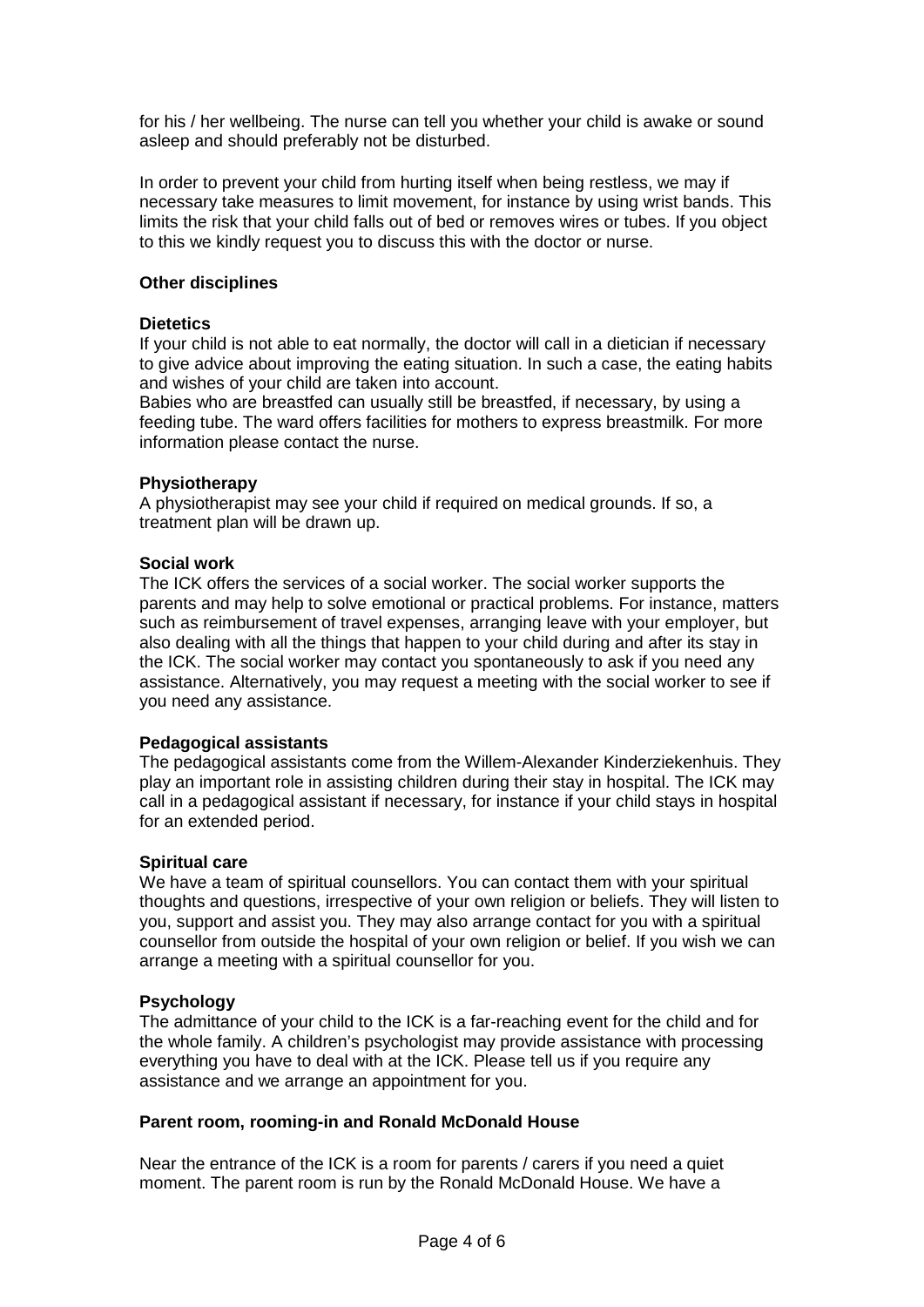for his / her wellbeing. The nurse can tell you whether your child is awake or sound asleep and should preferably not be disturbed.

In order to prevent your child from hurting itself when being restless, we may if necessary take measures to limit movement, for instance by using wrist bands. This limits the risk that your child falls out of bed or removes wires or tubes. If you object to this we kindly request you to discuss this with the doctor or nurse.

## Other disciplines

### Dietetics

If your child is not able to eat normally, the doctor will call in a dietician if necessary to give advice about improving the eating situation. In such a case, the eating habits and wishes of your child are taken into account.
Babies who are breastfed can usually still be breastfed, if necessary, by using a feeding tube. The ward offers facilities for mothers to express breastmilk. For more information please contact the nurse.

### Physiotherapy

A physiotherapist may see your child if required on medical grounds. If so, a treatment plan will be drawn up.

### Social work

The ICK offers the services of a social worker. The social worker supports the parents and may help to solve emotional or practical problems. For instance, matters such as reimbursement of travel expenses, arranging leave with your employer, but also dealing with all the things that happen to your child during and after its stay in the ICK. The social worker may contact you spontaneously to ask if you need any assistance. Alternatively, you may request a meeting with the social worker to see if you need any assistance.

### Pedagogical assistants

The pedagogical assistants come from the Willem-Alexander Kinderziekenhuis. They play an important role in assisting children during their stay in hospital. The ICK may call in a pedagogical assistant if necessary, for instance if your child stays in hospital for an extended period.

### Spiritual care

We have a team of spiritual counsellors. You can contact them with your spiritual thoughts and questions, irrespective of your own religion or beliefs. They will listen to you, support and assist you. They may also arrange contact for you with a spiritual counsellor from outside the hospital of your own religion or belief. If you wish we can arrange a meeting with a spiritual counsellor for you.

### Psychology

The admittance of your child to the ICK is a far-reaching event for the child and for the whole family. A children's psychologist may provide assistance with processing everything you have to deal with at the ICK. Please tell us if you require any assistance and we arrange an appointment for you.

## Parent room, rooming-in and Ronald McDonald House

Near the entrance of the ICK is a room for parents / carers if you need a quiet moment. The parent room is run by the Ronald McDonald House. We have a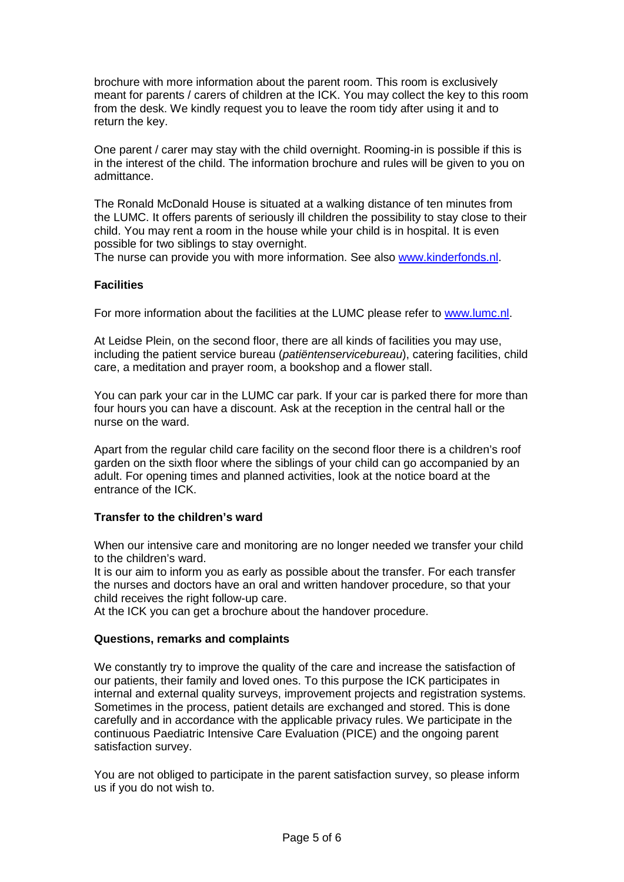brochure with more information about the parent room. This room is exclusively meant for parents / carers of children at the ICK. You may collect the key to this room from the desk. We kindly request you to leave the room tidy after using it and to return the key.

One parent / carer may stay with the child overnight. Rooming-in is possible if this is in the interest of the child. The information brochure and rules will be given to you on admittance.

The Ronald McDonald House is situated at a walking distance of ten minutes from the LUMC. It offers parents of seriously ill children the possibility to stay close to their child. You may rent a room in the house while your child is in hospital. It is even possible for two siblings to stay overnight.
The nurse can provide you with more information. See also [www.kinderfonds.nl](http://www.kinderfonds.nl).

**Facilities**

For more information about the facilities at the LUMC please refer to [www.lumc.nl](http://www.lumc.nl).

At Leidse Plein, on the second floor, there are all kinds of facilities you may use, including the patient service bureau (*patiëntenservicebureau*), catering facilities, child care, a meditation and prayer room, a bookshop and a flower stall.

You can park your car in the LUMC car park. If your car is parked there for more than four hours you can have a discount. Ask at the reception in the central hall or the nurse on the ward.

Apart from the regular child care facility on the second floor there is a children's roof garden on the sixth floor where the siblings of your child can go accompanied by an adult. For opening times and planned activities, look at the notice board at the entrance of the ICK.

**Transfer to the children's ward**

When our intensive care and monitoring are no longer needed we transfer your child to the children's ward.
It is our aim to inform you as early as possible about the transfer. For each transfer the nurses and doctors have an oral and written handover procedure, so that your child receives the right follow-up care.
At the ICK you can get a brochure about the handover procedure.

**Questions, remarks and complaints**

We constantly try to improve the quality of the care and increase the satisfaction of our patients, their family and loved ones. To this purpose the ICK participates in internal and external quality surveys, improvement projects and registration systems. Sometimes in the process, patient details are exchanged and stored. This is done carefully and in accordance with the applicable privacy rules. We participate in the continuous Paediatric Intensive Care Evaluation (PICE) and the ongoing parent satisfaction survey.

You are not obliged to participate in the parent satisfaction survey, so please inform us if you do not wish to.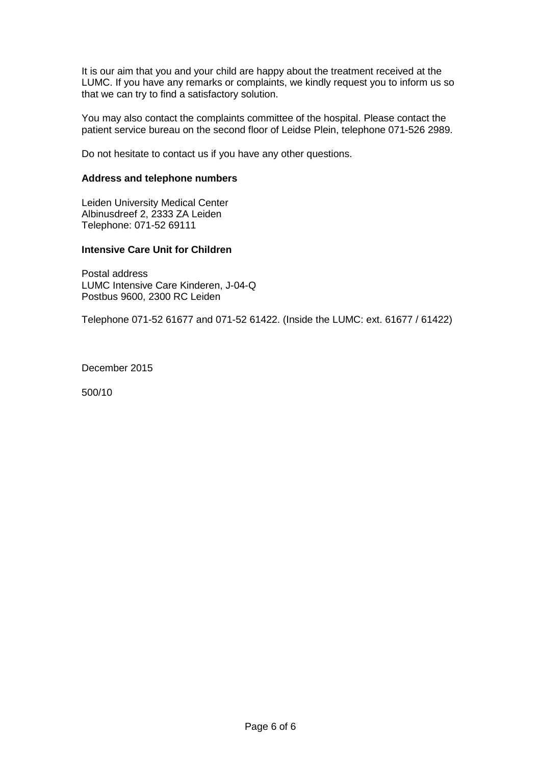It is our aim that you and your child are happy about the treatment received at the LUMC. If you have any remarks or complaints, we kindly request you to inform us so that we can try to find a satisfactory solution.

You may also contact the complaints committee of the hospital. Please contact the patient service bureau on the second floor of Leidse Plein, telephone 071-526 2989.

Do not hesitate to contact us if you have any other questions.

**Address and telephone numbers**

Leiden University Medical Center
Albinusdreef 2, 2333 ZA Leiden
Telephone: 071-52 69111

**Intensive Care Unit for Children**

Postal address
LUMC Intensive Care Kinderen, J-04-Q
Postbus 9600, 2300 RC Leiden

Telephone 071-52 61677 and 071-52 61422. (Inside the LUMC: ext. 61677 / 61422)

December 2015

500/10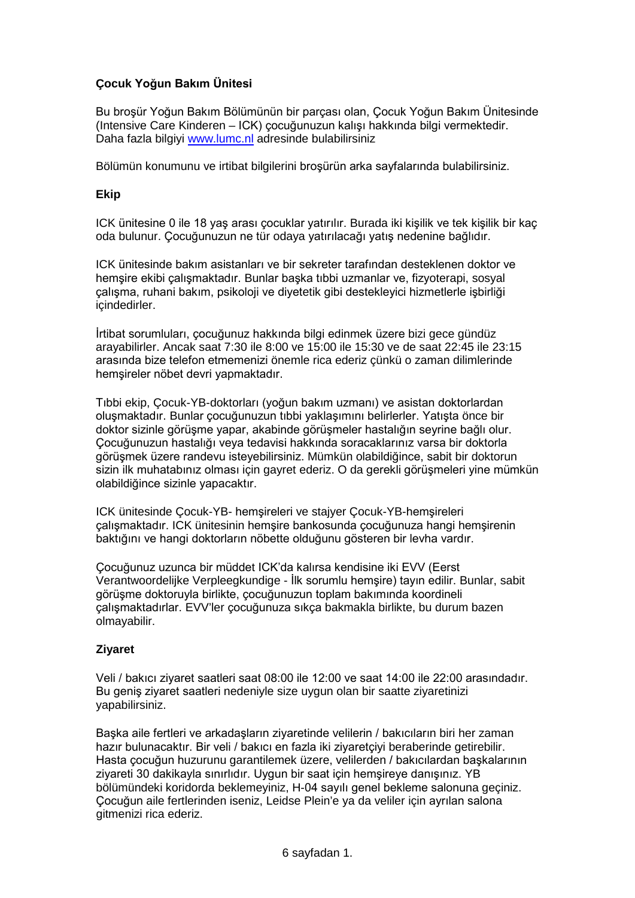## Çocuk Yoğun Bakım Ünitesi

Bu broşür Yoğun Bakım Bölümünün bir parçası olan, Çocuk Yoğun Bakım Ünitesinde (Intensive Care Kinderen – ICK) çocuğunuzun kalışı hakkında bilgi vermektedir. Daha fazla bilgiyi [www.lumc.nl](http://www.lumc.nl) adresinde bulabilirsiniz

Bölümün konumunu ve irtibat bilgilerini broşürün arka sayfalarında bulabilirsiniz.

### Ekip

ICK ünitesine 0 ile 18 yaş arası çocuklar yatırılır. Burada iki kişilik ve tek kişilik bir kaç oda bulunur. Çocuğunuzun ne tür odaya yatırılacağı yatış nedenine bağlıdır.

ICK ünitesinde bakım asistanları ve bir sekreter tarafından desteklenen doktor ve hemşire ekibi çalışmaktadır. Bunlar başka tıbbi uzmanlar ve, fizyoterapi, sosyal çalışma, ruhani bakım, psikoloji ve diyetetik gibi destekleyici hizmetlerle işbirliği içindedirler.

İrtibat sorumluları, çocuğunuz hakkında bilgi edinmek üzere bizi gece gündüz arayabilirler. Ancak saat 7:30 ile 8:00 ve 15:00 ile 15:30 ve de saat 22:45 ile 23:15 arasında bize telefon etmemenizi önemle rica ederiz çünkü o zaman dilimlerinde hemşireler nöbet devri yapmaktadır.

Tıbbi ekip, Çocuk-YB-doktorları (yoğun bakım uzmanı) ve asistan doktorlardan oluşmaktadır. Bunlar çocuğunuzun tıbbi yaklaşımını belirlerler. Yatışta önce bir doktor sizinle görüşme yapar, akabinde görüşmeler hastalığın seyrine bağlı olur. Çocuğunuzun hastalığı veya tedavisi hakkında soracaklarınız varsa bir doktorla görüşmek üzere randevu isteyebilirsiniz. Mümkün olabildiğince, sabit bir doktorun sizin ilk muhatabınız olması için gayret ederiz. O da gerekli görüşmeleri yine mümkün olabildiğince sizinle yapacaktır.

ICK ünitesinde Çocuk-YB- hemşireleri ve stajyer Çocuk-YB-hemşireleri çalışmaktadır. ICK ünitesinin hemşire bankosunda çocuğunuza hangi hemşirenin baktığını ve hangi doktorların nöbette olduğunu gösteren bir levha vardır.

Çocuğunuz uzunca bir müddet ICK'da kalırsa kendisine iki EVV (Eerst Verantwoordelijke Verpleegkundige - İlk sorumlu hemşire) tayın edilir. Bunlar, sabit görüşme doktoruyla birlikte, çocuğunuzun toplam bakımında koordineli çalışmaktadırlar. EVV'ler çocuğunuza sıkça bakmakla birlikte, bu durum bazen olmayabilir.

### Ziyaret

Veli / bakıcı ziyaret saatleri saat 08:00 ile 12:00 ve saat 14:00 ile 22:00 arasındadır. Bu geniş ziyaret saatleri nedeniyle size uygun olan bir saatte ziyaretinizi yapabilirsiniz.

Başka aile fertleri ve arkadaşların ziyaretinde velilerin / bakıcıların biri her zaman hazır bulunacaktır. Bir veli / bakıcı en fazla iki ziyaretçiyi beraberinde getirebilir. Hasta çocuğun huzurunu garantilemek üzere, velilerden / bakıcılardan başkalarının ziyareti 30 dakikayla sınırlıdır. Uygun bir saat için hemşireye danışınız. YB bölümündeki koridorda beklemeyiniz, H-04 sayılı genel bekleme salonuna geçiniz. Çocuğun aile fertlerinden iseniz, Leidse Plein'e ya da veliler için ayrılan salona gitmenizi rica ederiz.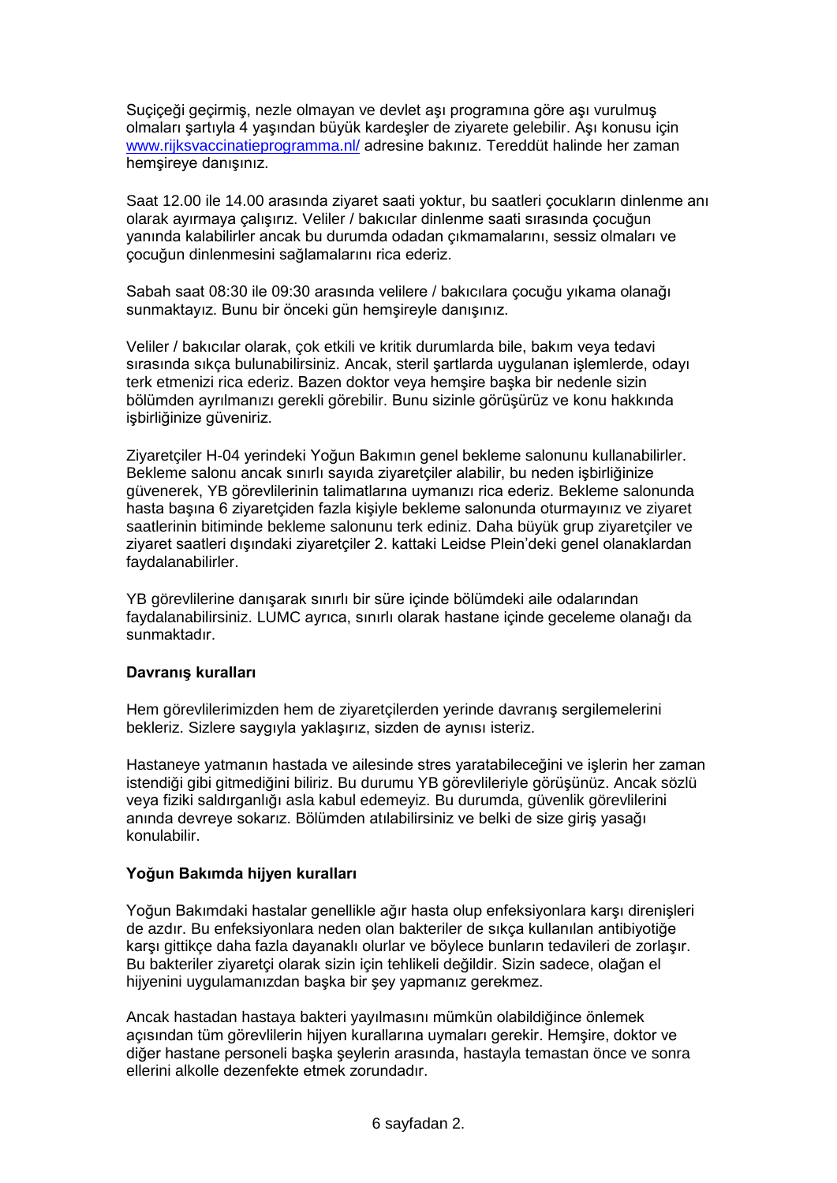Suçiçeği geçirmiş, nezle olmayan ve devlet aşı programına göre aşı vurulmuş olmaları şartıyla 4 yaşından büyük kardeşler de ziyarete gelebilir. Aşı konusu için [www.rijksvaccinatieprogramma.nl/](www.rijksvaccinatieprogramma.nl/) adresine bakınız. Tereddüt halinde her zaman hemşireye danışınız.

Saat 12.00 ile 14.00 arasında ziyaret saati yoktur, bu saatleri çocukların dinlenme anı olarak ayırmaya çalışırız. Veliler / bakıcılar dinlenme saati sırasında çocuğun yanında kalabilirler ancak bu durumda odadan çıkmamaları, sessiz olmaları ve çocuğun dinlenmesini sağlamalarını rica ederiz.

Sabah saat 08:30 ile 09:30 arasında velilere / bakıcılara çocuğu yıkama olanağı sunmaktayız. Bunu bir önceki gün hemşireyle danışınız.

Veliler / bakıcılar olarak, çok etkili ve kritik durumlarda bile, bakım veya tedavi sırasında sıkça bulunabilirsiniz. Ancak, steril şartlarda uygulanan işlemlerde, odayı terk etmenizi rica ederiz. Bazen doktor veya hemşire başka bir nedenle sizin bölümden ayrılmanızı gerekli görebilir. Bunu sizinle görüşürüz ve konu hakkında işbirliğinize güveniriz.

Ziyaretçiler H-04 yerindeki Yoğun Bakımın genel bekleme salonunu kullanabilirler. Bekleme salonu ancak sınırlı sayıda ziyaretçiler alabilir, bu neden işbirliğinize güvenerek, YB görevlilerinin talimatlarına uymanızı rica ederiz. Bekleme salonunda hasta başına 6 ziyaretçiden fazla kişiyle bekleme salonunda oturmayınız ve ziyaret saatlerinin bitiminde bekleme salonunu terk ediniz. Daha büyük grup ziyaretçiler ve ziyaret saatleri dışındaki ziyaretçiler 2. kattaki Leidse Plein'deki genel olanaklardan faydalanabilirler.

YB görevlilerine danışarak sınırlı bir süre içinde bölümdeki aile odalarından faydalanabilirsiniz. LUMC ayrıca, sınırlı olarak hastane içinde geceleme olanağı da sunmaktadır.

### Davranış kuralları

Hem görevlilerimizden hem de ziyaretçilerden yerinde davranış sergilemelerini bekleriz. Sizlere saygıyla yaklaşırız, sizden de aynısı isteriz.

Hastaneye yatmanın hastada ve ailesinde stres yaratabileceğini ve işlerin her zaman istendiği gibi gitmediğini biliriz. Bu durumu YB görevlileriyle görüşünüz. Ancak sözlü veya fiziki saldırganlığı asla kabul edemeyiz. Bu durumda, güvenlik görevlilerini anında devreye sokarız. Bölümden atılabilirsiniz ve belki de size giriş yasağı konulabilir.

### Yoğun Bakımda hijyen kuralları

Yoğun Bakımdaki hastalar genellikle ağır hasta olup enfeksiyonlara karşı dirençleri de azdır. Bu enfeksiyonlara neden olan bakteriler de sıkça kullanılan antibiyotiğe karşı gittikçe daha fazla dayanaklı olurlar ve böylece bunların tedavileri de zorlaşır. Bu bakteriler ziyaretçi olarak sizin için tehlikeli değildir. Sizin sadece, olağan el hijyenini uygulamanızdan başka bir şey yapmanız gerekmez.

Ancak hastadan hastaya bakteri yayılmasını mümkün olabildiğince önlemek açısından tüm görevlilerin hijyen kurallarına uymaları gerekir. Hemşire, doktor ve diğer hastane personeli başka şeylerin arasında, hastayla temastan önce ve sonra ellerini alkolle dezenfekte etmek zorundadır.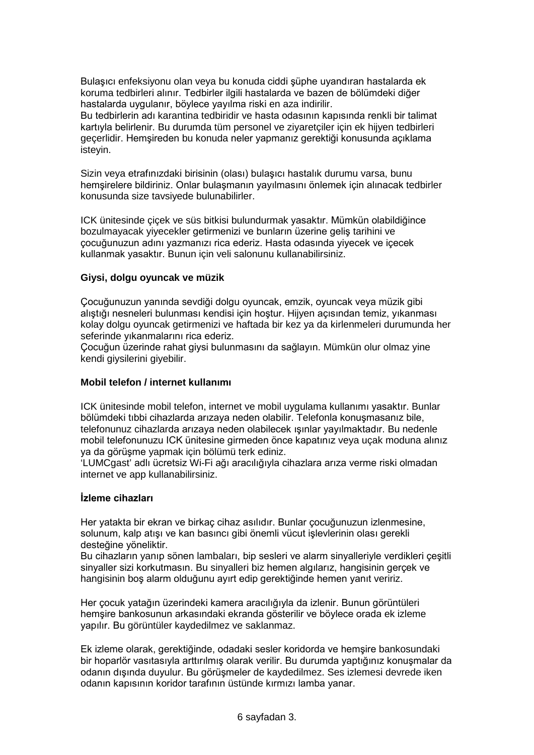Bulaşıcı enfeksiyonu olan veya bu konuda ciddi şüphe uyandıran hastalarda ek koruma tedbirleri alınır. Tedbirler ilgili hastalarda ve bazen de bölümdeki diğer hastalarda uygulanır, böylece yayılma riski en aza indirilir.
Bu tedbirlerin adı karantina tedbiridir ve hasta odasının kapısında renkli bir talimat kartıyla belirlenir. Bu durumda tüm personel ve ziyaretçiler için ek hijyen tedbirleri geçerlidir. Hemşireden bu konuda neler yapmanız gerektiği konusunda açıklama isteyin.

Sizin veya etrafınızdaki birisinin (olası) bulaşıcı hastalık durumu varsa, bunu hemşirelere bildiriniz. Onlar bulaşmanın yayılmasını önlemek için alınacak tedbirler konusunda size tavsiyede bulunabilirler.

ICK ünitesinde çiçek ve süs bitkisi bulundurmak yasaktır. Mümkün olabildiğince bozulmayacak yiyecekler getirmenizi ve bunların üzerine geliş tarihini ve çocuğunuzun adını yazmanızı rica ederiz. Hasta odasında yiyecek ve içecek kullanmak yasaktır. Bunun için veli salonunu kullanabilirsiniz.

**Giysi, dolgu oyuncak ve müzik**

Çocuğunuzun yanında sevdiği dolgu oyuncak, emzik, oyuncak veya müzik gibi alıştığı nesneleri bulunması kendisi için hoştur. Hijyen açısından temiz, yıkanması kolay dolgu oyuncak getirmenizi ve haftada bir kez ya da kirlenmeleri durumunda her seferinde yıkanmalarını rica ederiz.
Çocuğun üzerinde rahat giysi bulunmasını da sağlayın. Mümkün olur olmaz yine kendi giysilerini giyebilir.

**Mobil telefon / internet kullanımı**

ICK ünitesinde mobil telefon, internet ve mobil uygulama kullanımı yasaktır. Bunlar bölümdeki tıbbi cihazlarda arızaya neden olabilir. Telefonla konuşmasanız bile, telefonunuz cihazlarda arızaya neden olabilecek ışınlar yayılmaktadır. Bu nedenle mobil telefonunuzu ICK ünitesine girmeden önce kapatınız veya uçak moduna alınız ya da görüşme yapmak için bölümü terk ediniz.
'LUMCgast' adlı ücretsiz Wi-Fi ağı aracılığıyla cihazlara arıza verme riski olmadan internet ve app kullanabilirsiniz.

**İzleme cihazları**

Her yatakta bir ekran ve birkaç cihaz asılıdır. Bunlar çocuğunuzun izlenmesine, solunum, kalp atışı ve kan basıncı gibi önemli vücut işlevlerinin olası gerekli desteğine yöneliktir.
Bu cihazların yanıp sönen lambaları, bip sesleri ve alarm sinyalleriyle verdikleri çeşitli sinyaller sizi korkutmasın. Bu sinyalleri biz hemen algılarız, hangisinin gerçek ve hangisinin boş alarm olduğunu ayırt edip gerektiğinde hemen yanıt veririz.

Her çocuk yatağın üzerindeki kamera aracılığıyla da izlenir. Bunun görüntüleri hemşire bankosunun arkasındaki ekranda gösterilir ve böylece orada ek izleme yapılır. Bu görüntüler kaydedilmez ve saklanmaz.

Ek izleme olarak, gerektiğinde, odadaki sesler koridorda ve hemşire bankosundaki bir hoparlör vasıtasıyla arttırılmış olarak verilir. Bu durumda yaptığınız konuşmalar da odanın dışında duyulur. Bu görüşmeler de kaydedilmez. Ses izlemesi devrede iken odanın kapısının koridor tarafının üstünde kırmızı lamba yanar.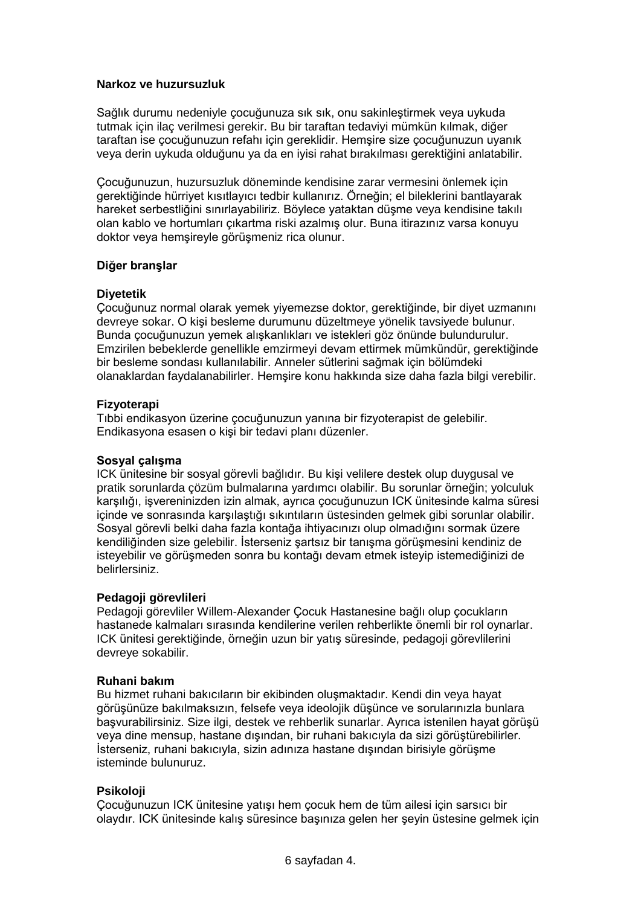**Narkoz ve huzursuzluk**

Sağlık durumu nedeniyle çocuğunuza sık sık, onu sakinleştirmek veya uykuda tutmak için ilaç verilmesi gerekir. Bu bir taraftan tedaviyi mümkün kılmak, diğer taraftan ise çocuğunuzun refahı için gereklidir. Hemşire size çocuğunuzun uyanık veya derin uykuda olduğunu ya da en iyisi rahat bırakılması gerektiğini anlatabilir.

Çocuğunuzun, huzursuzluk döneminde kendisine zarar vermesini önlemek için gerektiğinde hürriyet kısıtlayıcı tedbir kullanırız. Örneğin; el bileklerini bantlayarak hareket serbestliğini sınırlayabiliriz. Böylece yataktan düşme veya kendisine takılı olan kablo ve hortumları çıkartma riski azalmış olur. Buna itirazınız varsa konuyu doktor veya hemşireyle görüşmeniz rica olunur.

**Diğer branşlar**

**Diyetetik**
Çocuğunuz normal olarak yemek yiyemezse doktor, gerektiğinde, bir diyet uzmanını devreye sokar. O kişi besleme durumunu düzeltmeye yönelik tavsiyede bulunur. Bunda çocuğunuzun yemek alışkanlıkları ve istekleri göz önünde bulundurulur. Emzirilen bebeklerde genellikle emzirmeyi devam ettirmek mümkündür, gerektiğinde bir besleme sondası kullanılabilir. Anneler sütlerini sağmak için bölümdeki olanaklardan faydalanabilirler. Hemşire konu hakkında size daha fazla bilgi verebilir.

**Fizyoterapi**
Tıbbi endikasyon üzerine çocuğunuzun yanına bir fizyoterapist de gelebilir. Endikasyona esasen o kişi bir tedavi planı düzenler.

**Sosyal çalışma**
ICK ünitesine bir sosyal görevli bağlıdır. Bu kişi velilere destek olup duygusal ve pratik sorunlarda çözüm bulmalarına yardımcı olabilir. Bu sorunlar örneğin; yolculuk karşılığı, işvereninizden izin almak, ayrıca çocuğunuzun ICK ünitesinde kalma süresi içinde ve sonrasında karşılaştığı sıkıntıların üstesinden gelmek gibi sorunlar olabilir. Sosyal görevli belki daha fazla kontağa ihtiyacınızı olup olmadığını sormak üzere kendiliğinden size gelebilir. İsterseniz şartsız bir tanışma görüşmesini kendiniz de isteyebilir ve görüşmeden sonra bu kontağı devam etmek isteyip istemediğinizi de belirlersiniz.

**Pedagoji görevlileri**
Pedagoji görevliler Willem-Alexander Çocuk Hastanesine bağlı olup çocukların hastanede kalmaları sırasında kendilerine verilen rehberlikte önemli bir rol oynarlar. ICK ünitesi gerektiğinde, örneğin uzun bir yatış süresinde, pedagoji görevlilerini devreye sokabilir.

**Ruhani bakım**
Bu hizmet ruhani bakıcıların bir ekibinden oluşmaktadır. Kendi din veya hayat görüşünüze bakılmaksızın, felsefe veya ideolojik düşünce ve sorularınızla bunlara başvurabilirsiniz. Size ilgi, destek ve rehberlik sunarlar. Ayrıca istenilen hayat görüşü veya dine mensup, hastane dışından, bir ruhani bakıcıyla da sizi görüştürebilirler. İsterseniz, ruhani bakıcıyla, sizin adınıza hastane dışından birisiyle görüşme isteminde bulunuruz.

**Psikoloji**
Çocuğunuzun ICK ünitesine yatışı hem çocuk hem de tüm ailesi için sarsıcı bir olaydır. ICK ünitesinde kalış süresince başınıza gelen her şeyin üstesine gelmek için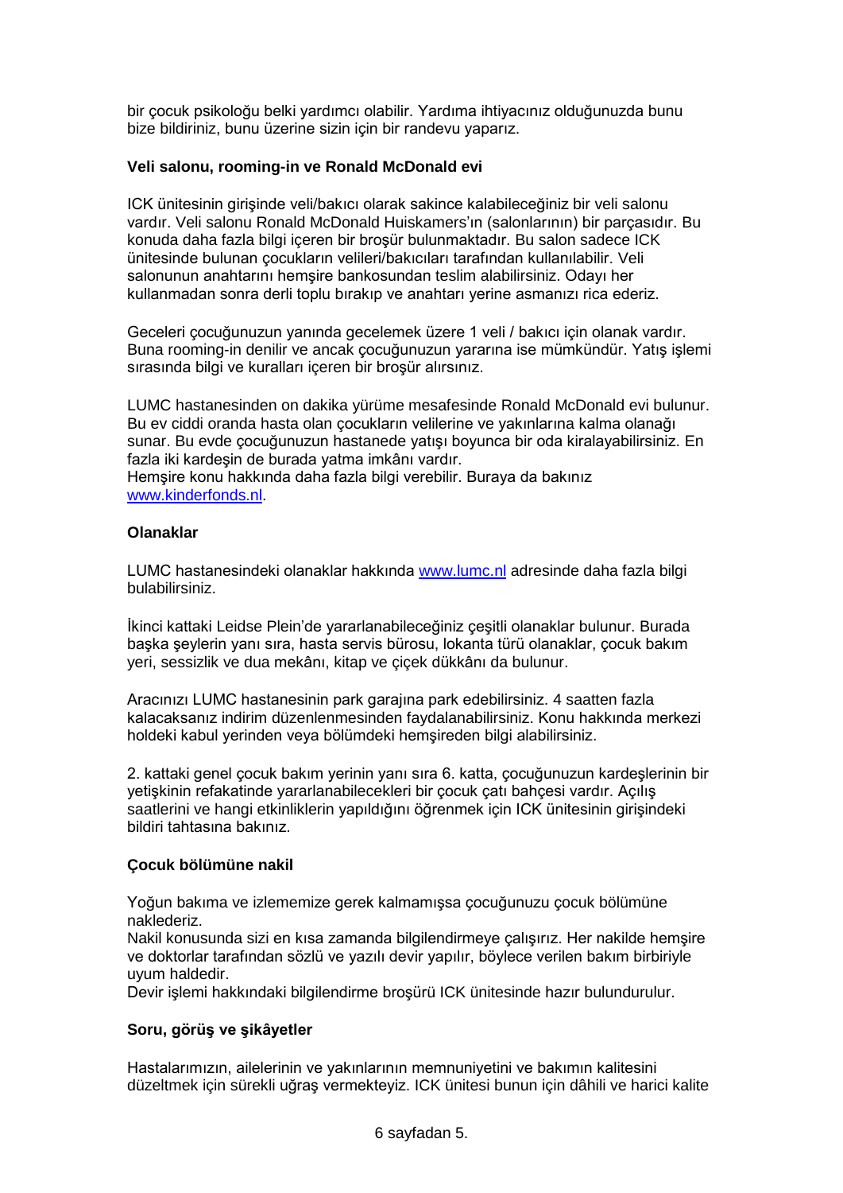bir çocuk psikoloğu belki yardımcı olabilir. Yardıma ihtiyacınız olduğunuzda bunu bize bildiriniz, bunu üzerine sizin için bir randevu yaparız.

**Veli salonu, rooming-in ve Ronald McDonald evi**

ICK ünitesinin girişinde veli/bakıcı olarak sakince kalabileceğiniz bir veli salonu vardır. Veli salonu Ronald McDonald Huiskamers'ın (salonlarının) bir parçasıdır. Bu konuda daha fazla bilgi içeren bir broşür bulunmaktadır. Bu salon sadece ICK ünitesinde bulunan çocukların velileri/bakıcıları tarafından kullanılabilir. Veli salonunun anahtarını hemşire bankosundan teslim alabilirsiniz. Odayı her kullanmadan sonra derli toplu bırakıp ve anahtarı yerine asmanızı rica ederiz.

Geceleri çocuğunuzun yanında gecelemek üzere 1 veli / bakıcı için olanak vardır. Buna rooming-in denilir ve ancak çocuğunuzun yararına ise mümkündür. Yatış işlemi sırasında bilgi ve kuralları içeren bir broşür alırsınız.

LUMC hastanesinden on dakika yürüme mesafesinde Ronald McDonald evi bulunur. Bu ev ciddi oranda hasta olan çocukların velilerine ve yakınlarına kalma olanağı sunar. Bu evde çocuğunuzun hastanede yatışı boyunca bir oda kiralayabilirsiniz. En fazla iki kardeşin de burada yatma imkânı vardır.
Hemşire konu hakkında daha fazla bilgi verebilir. Buraya da bakınız www.kinderfonds.nl.

**Olanaklar**

LUMC hastanesindeki olanaklar hakkında www.lumc.nl adresinde daha fazla bilgi bulabilirsiniz.

İkinci kattaki Leidse Plein'de yararlanabileceğiniz çeşitli olanaklar bulunur. Burada başka şeylerin yanı sıra, hasta servis bürosu, lokanta türü olanaklar, çocuk bakım yeri, sessizlik ve dua mekânı, kitap ve çiçek dükkânı da bulunur.

Aracınızı LUMC hastanesinin park garajına park edebilirsiniz. 4 saatten fazla kalacaksanız indirim düzenlenmesinden faydalanabilirsiniz. Konu hakkında merkezi holdeki kabul yerinden veya bölümdeki hemşireden bilgi alabilirsiniz.

2. kattaki genel çocuk bakım yerinin yanı sıra 6. katta, çocuğunuzun kardeşlerinin bir yetişkinin refakatinde yararlanabilecekleri bir çocuk çatı bahçesi vardır. Açılış saatlerini ve hangi etkinliklerin yapıldığını öğrenmek için ICK ünitesinin girişindeki bildiri tahtasına bakınız.

**Çocuk bölümüne nakil**

Yoğun bakıma ve izlememize gerek kalmamışsa çocuğunuzu çocuk bölümüne naklederiz.
Nakil konusunda sizi en kısa zamanda bilgilendirmeye çalışırız. Her nakilde hemşire ve doktorlar tarafından sözlü ve yazılı devir yapılır, böylece verilen bakım birbiriyle uyum haldedir.
Devir işlemi hakkındaki bilgilendirme broşürü ICK ünitesinde hazır bulundurulur.

**Soru, görüş ve şikâyetler**

Hastalarımızın, ailelerinin ve yakınlarının memnuniyetini ve bakımın kalitesini düzeltmek için sürekli uğraş vermekteyiz. ICK ünitesi bunun için dâhili ve harici kalite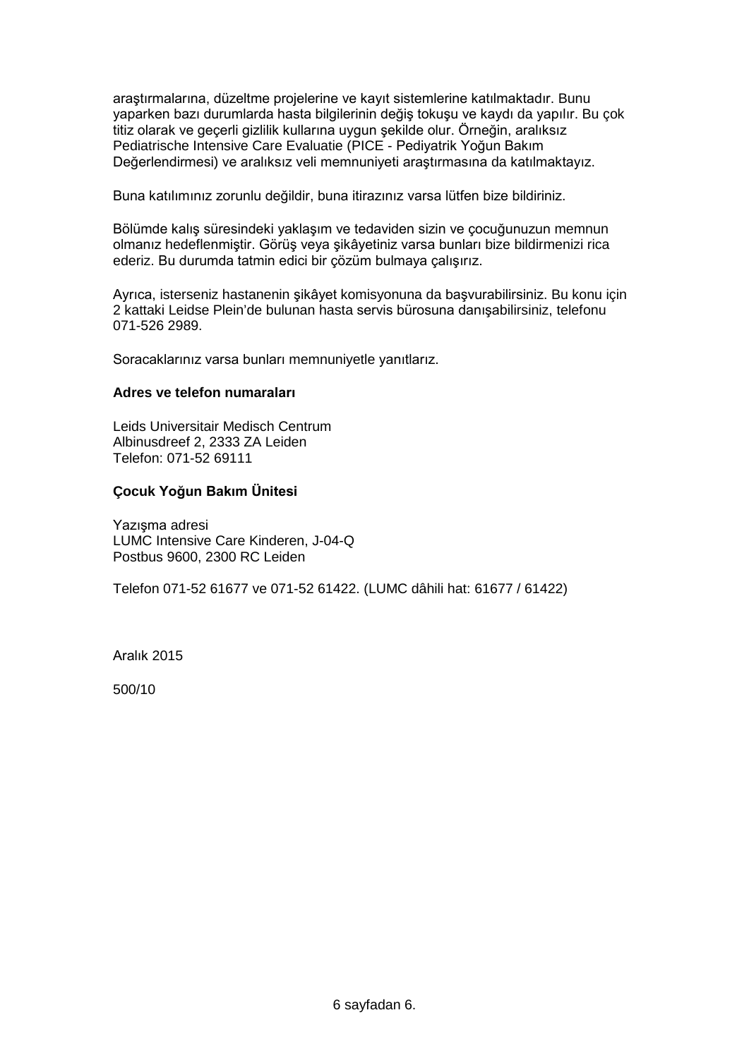araştırmalarına, düzeltme projelerine ve kayıt sistemlerine katılmaktadır. Bunu yaparken bazı durumlarda hasta bilgilerinin değiş tokuşu ve kaydı da yapılır. Bu çok titiz olarak ve geçerli gizlilik kullarına uygun şekilde olur. Örneğin, aralıksız Pediatrische Intensive Care Evaluatie (PICE - Pediyatrik Yoğun Bakım Değerlendirmesi) ve aralıksız veli memnuniyeti araştırmasına da katılmaktayız.

Buna katılımınız zorunlu değildir, buna itirazınız varsa lütfen bize bildiriniz.

Bölümde kalış süresindeki yaklaşım ve tedaviden sizin ve çocuğunuzun memnun olmanız hedeflenmiştir. Görüş veya şikâyetiniz varsa bunları bize bildirmenizi rica ederiz. Bu durumda tatmin edici bir çözüm bulmaya çalışırız.

Ayrıca, isterseniz hastanenin şikâyet komisyonuna da başvurabilirsiniz. Bu konu için 2 kattaki Leidse Plein'de bulunan hasta servis bürosuna danışabilirsiniz, telefonu 071-526 2989.

Soracaklarınız varsa bunları memnuniyetle yanıtlarız.

**Adres ve telefon numaraları**

Leids Universitair Medisch Centrum
Albinusdreef 2, 2333 ZA Leiden
Telefon: 071-52 69111

**Çocuk Yoğun Bakım Ünitesi**

Yazışma adresi
LUMC Intensive Care Kinderen, J-04-Q
Postbus 9600, 2300 RC Leiden

Telefon 071-52 61677 ve 071-52 61422. (LUMC dâhili hat: 61677 / 61422)

Aralık 2015

500/10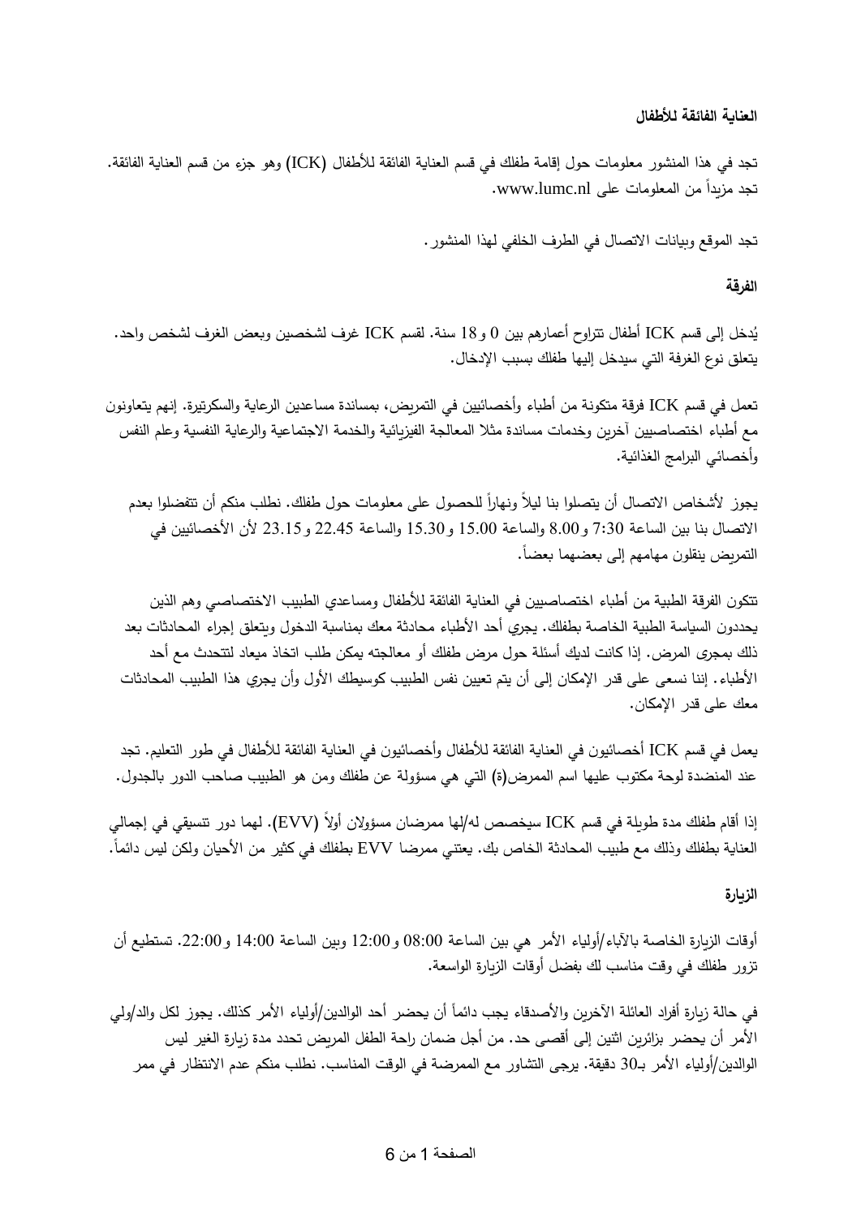## العناية الفائقة للأطفال

تجد في هذا المنشور معلومات حول إقامة طفلك في قسم العناية الفائقة للأطفال (ICK) وهو جزء من قسم العناية الفائقة. تجد مزيداً من المعلومات على www.lumc.nl.

تجد الموقع وبيانات الاتصال في الطرف الخلفي لهذا المنشور.

### الفرقة

يُدخل إلى قسم ICK أطفال تتراوح أعمارهم بين 0 و18 سنة. لقسم ICK غرف لشخصين وبعض الغرف لشخص واحد. يتعلق نوع الغرفة التي سيدخل إليها طفلك بسبب الإدخال.

تعمل في قسم ICK فرقة متكونة من أطباء وأخصائيين في التمريض، بمساندة مساعدين الرعاية والسكرتيرة. إنهم يتعاونون مع أطباء اختصاصيين آخرين وخدمات مساندة مثلا المعالجة الفيزيائية والخدمة الاجتماعية والرعاية النفسية وعلم النفس وأخصائي البرامج الغذائية.

يجوز لأشخاص الاتصال أن يتصلوا بنا ليلاً ونهاراً للحصول على معلومات حول طفلك. نطلب منكم أن تتفضلوا بعدم الاتصال بنا بين الساعة 7:30 و8.00 والساعة 15.00 و15.30 والساعة 22.45 و23.15 لأن الأخصائيين في التمريض ينقلون مهامهم إلى بعضهما بعضاً.

تتكون الفرقة الطبية من أطباء اختصاصيين في العناية الفائقة للأطفال ومساعدي الطبيب الاختصاصي وهم الذين يحددون السياسة الطبية الخاصة بطفلك. يجري أحد الأطباء محادثة معك بمناسبة الدخول ويتعلق إجراء المحادثات بعد ذلك بمجرى المرض. إذا كانت لديك أسئلة حول مرض طفلك أو معالجته يمكن طلب اتخاذ ميعاد لتتحدث مع أحد الأطباء. إننا نسعى على قدر الإمكان إلى أن يتم تعيين نفس الطبيب كوسيطك الأول وأن يجري هذا الطبيب المحادثات معك على قدر الإمكان.

يعمل في قسم ICK أخصائيون في العناية الفائقة للأطفال وأخصائيون في العناية الفائقة للأطفال في طور التعليم. تجد عند المنضدة لوحة مكتوب عليها اسم الممرض(ة) التي هي مسؤولة عن طفلك ومن هو الطبيب صاحب الدور بالجدول.

إذا أقام طفلك مدة طويلة في قسم ICK سيخصص له/لها ممرضان مسؤولان أولاً (EVV). لهما دور تنسيقي في إجمالي العناية بطفلك وذلك مع طبيب المحادثة الخاص بك. يعتني ممرضا EVV بطفلك في كثير من الأحيان ولكن ليس دائماً.

### الزيارة

أوقات الزيارة الخاصة بالآباء/أولياء الأمر هي بين الساعة 08:00 و12:00 وبين الساعة 14:00 و22:00. تستطيع أن تزور طفلك في وقت مناسب لك بفضل أوقات الزيارة الواسعة.

في حالة زيارة أفراد العائلة الآخرين والأصدقاء يجب دائماً أن يحضر أحد الوالدين/أولياء الأمر كذلك. يجوز لكل والد/ولي الأمر أن يحضر بزائرين اثنين إلى أقصى حد. من أجل ضمان راحة الطفل المريض تحدد مدة زيارة الغير ليس الوالدين/أولياء الأمر بـ30 دقيقة. يرجى التشاور مع الممرضة في الوقت المناسب. نطلب منكم عدم الانتظار في ممر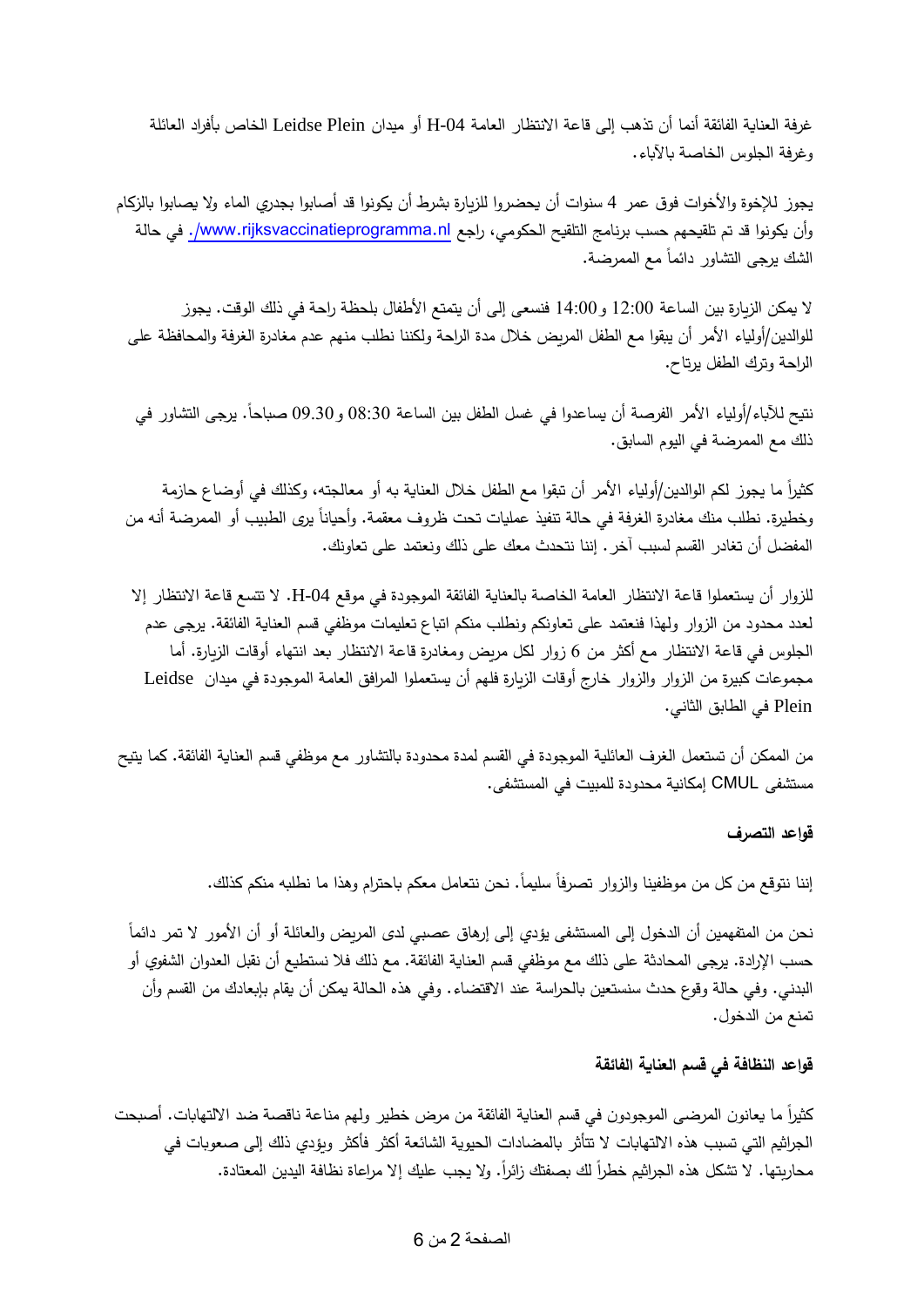غرفة العناية الفائقة أنما أن تذهب إلى قاعة الانتظار العامة H-04 أو ميدان Leidse Plein الخاص بأفراد العائلة وغرفة الجلوس الخاصة بالآباء.

يجوز للإخوة والأخوات فوق عمر 4 سنوات أن يحضروا للزيارة بشرط أن يكونوا قد أصابوا بجدري الماء ولا يصابوا بالزكام وأن يكونوا قد تم تلقيحهم حسب برنامج التلقيح الحكومي، راجع www.rijksvaccinatieprogramma.nl/. في حالة الشك يرجى التشاور دائماً مع الممرضة.

لا يمكن الزيارة بين الساعة 12:00 و14:00 فنسعى إلى أن يتمتع الأطفال بلحظة راحة في ذلك الوقت. يجوز للوالدين/أولياء الأمر أن يبقوا مع الطفل المريض خلال مدة الراحة ولكننا نطلب منهم عدم مغادرة الغرفة والمحافظة على الراحة وترك الطفل يرتاح.

نتيح للآباء/أولياء الأمر الفرصة أن يساعدوا في غسل الطفل بين الساعة 08:30 و09.30 صباحاً. يرجى التشاور في ذلك مع الممرضة في اليوم السابق.

كثيراً ما يجوز لكم الوالدين/أولياء الأمر أن تبقوا مع الطفل خلال العناية به أو معالجته، وكذلك في أوضاع حازمة وخطيرة. نطلب منك مغادرة الغرفة في حالة تنفيذ عمليات تحت ظروف معقمة. وأحياناً يرى الطبيب أو الممرضة أنه من المفضل أن تغادر القسم لسبب آخر. إننا نتحدث معك على ذلك ونعتمد على تعاونك.

للزوار أن يستعملوا قاعة الانتظار العامة الخاصة بالعناية الفائقة الموجودة في موقع H-04. لا تتسع قاعة الانتظار إلا لعدد محدود من الزوار ولهذا فنعتمد على تعاونكم ونطلب منكم اتباع تعليمات موظفي قسم العناية الفائقة. يرجى عدم الجلوس في قاعة الانتظار مع أكثر من 6 زوار لكل مريض ومغادرة قاعة الانتظار بعد انتهاء أوقات الزيارة. أما مجموعات كبيرة من الزوار والزوار خارج أوقات الزيارة فلهم أن يستعملوا المرافق العامة الموجودة في ميدان Leidse Plein في الطابق الثاني.

من الممكن أن تستعمل الغرف العائلية الموجودة في القسم لمدة محدودة بالتشاور مع موظفي قسم العناية الفائقة. كما يتيح مستشفى CMUL إمكانية محدودة للمبيت في المستشفى.

### قواعد التصرف

إننا نتوقع من كل من موظفينا والزوار تصرفاً سليماً. نحن نتعامل معكم باحترام وهذا ما نطلبه منكم كذلك.

نحن من المتفهمين أن الدخول إلى المستشفى يؤدي إلى إرهاق عصبي لدى المريض والعائلة أو أن الأمور لا تمر دائماً حسب الإرادة. يرجى المحادثة على ذلك مع موظفي قسم العناية الفائقة. مع ذلك فلا نستطيع أن نقبل العدوان الشفوي أو البدني. وفي حالة وقوع حدث سنستعين بالحراسة عند الاقتضاء. وفي هذه الحالة يمكن أن يقام بإبعادك من القسم وأن تمنع من الدخول.

### قواعد النظافة في قسم العناية الفائقة

كثيراً ما يعانون المرضى الموجودون في قسم العناية الفائقة من مرض خطير ولهم مناعة ناقصة ضد الالتهابات. أصبحت الجراثيم التي تسبب هذه الالتهابات لا تتأثر بالمضادات الحيوية الشائعة أكثر فأكثر ويؤدي ذلك إلى صعوبات في محاربتها. لا تشكل هذه الجراثيم خطراً لك بصفتك زائراً. ولا يجب عليك إلا مراعاة نظافة اليدين المعتادة.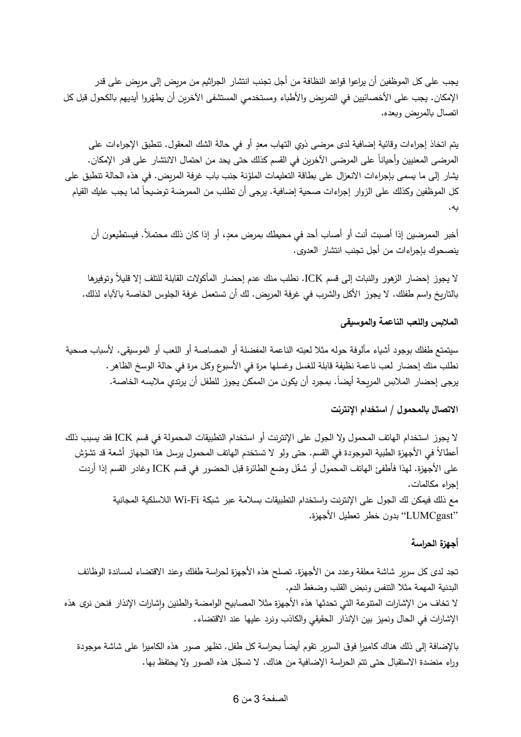يجب على كل الموظفين أن يراعوا قواعد النظافة من أجل تجنب انتشار الجراثيم من مريض إلى مريض على قدر الإمكان. يجب على الأخصائيين في التمريض والأطباء ومستخدمي المستشفى الآخرين أن يطهّروا أيديهم بالكحول قبل كل اتصال بالمريض وبعده.

يتم اتخاذ إجراءات وقائية إضافية لدى مرضى ذوي التهاب معدٍ أو في حالة الشك المعقول. تنطبق الإجراءات على المرضى المعنيين وأحياناً على المرضى الآخرين في القسم كذلك حتى يحد من احتمال الانتشار على قدر الإمكان. يشار إلى ما يسمى بإجراءات الانعزال على بطاقة التعليمات الملوّنة جنب باب غرفة المريض. في هذه الحالة تنطبق على كل الموظفين وكذلك على الزوار إجراءات صحية إضافية. يرجى أن تطلب من الممرضة توضيحاً لما يجب عليك القيام به.

أخبر الممرضين إذا أصبت أنت أو أصاب أحد في محيطك بمرض معدٍ، أو إذا كان ذلك محتملاً. فيستطيعون أن ينصحوك بإجراءات من أجل تجنب انتشار العدوى.

لا يجوز إحضار الزهور والنبات إلى قسم ICK. نطلب منك عدم إحضار المأكولات القابلة للتلف إلا قليلاً وتوفيرها بالتاريخ واسم طفلك. لا يجوز الأكل والشرب في غرفة المريض. لك أن تستعمل غرفة الجلوس الخاصة بالآباء لذلك.

**الملابس واللعب الناعمة والموسيقى**

سيتمتع طفلك بوجود أشياء مألوفة حوله مثلا لعبته الناعمة المفضلة أو المصاصة أو اللعب أو الموسيقى. لأسباب صحية نطلب منك إحضار لعب ناعمة نظيفة قابلة للغسل وغسلها مرة في الأسبوع وكل مرة في حالة الوسخ الظاهر.
يرجى إحضار الملابس المريحة أيضاً. بمجرد أن يكون من الممكن يجوز للطفل أن يرتدي ملابسه الخاصة.

**الاتصال بالمحمول / استخدام الإنترنت**

لا يجوز استخدام الهاتف المحمول ولا الجول على الإنترنت أو استخدام التطبيقات المحمولة في قسم ICK فقد يسبب ذلك أعطالاً في الأجهزة الطبية الموجودة في القسم. حتى ولو لا تستخدم الهاتف المحمول يرسل هذا الجهاز أشعة قد تشوّش على الأجهزة. لهذا فأطفئ الهاتف المحمول أو شغّل وضع الطائرة قبل الحضور في قسم ICK وغادر القسم إذا أردت إجراء مكالمات.
مع ذلك فيمكن لك الجول على الإنترنت واستخدام التطبيقات بسلامة عبر شبكة Wi-Fi اللاسلكية المجانية "LUMCgast" بدون خطر تعطيل الأجهزة.

**أجهزة الحراسة**

تجد لدى كل سرير شاشة معلقة وعدد من الأجهزة. تصلح هذه الأجهزة لحراسة طفلك وعند الاقتضاء لمساندة الوظائف البدنية المهمة مثلا التنفس ونبض القلب وضغط الدم.
لا تخاف من الإشارات المتنوعة التي تحدثها هذه الأجهزة مثلا المصابيح الوامضة والطنين وإشارات الإنذار فنحن نرى هذه الإشارات في الحال ونميز بين الإنذار الحقيقي والكاذب ونرد عليها عند الاقتضاء.

بالإضافة إلى ذلك هناك كاميرا فوق السرير تقوم أيضاً بحراسة كل طفل. تظهر صور هذه الكاميرا على شاشة موجودة وراء منضدة الاستقبال حتى تتم الحراسة الإضافية من هناك. لا تسجَّل هذه الصور ولا يحتفظ بها.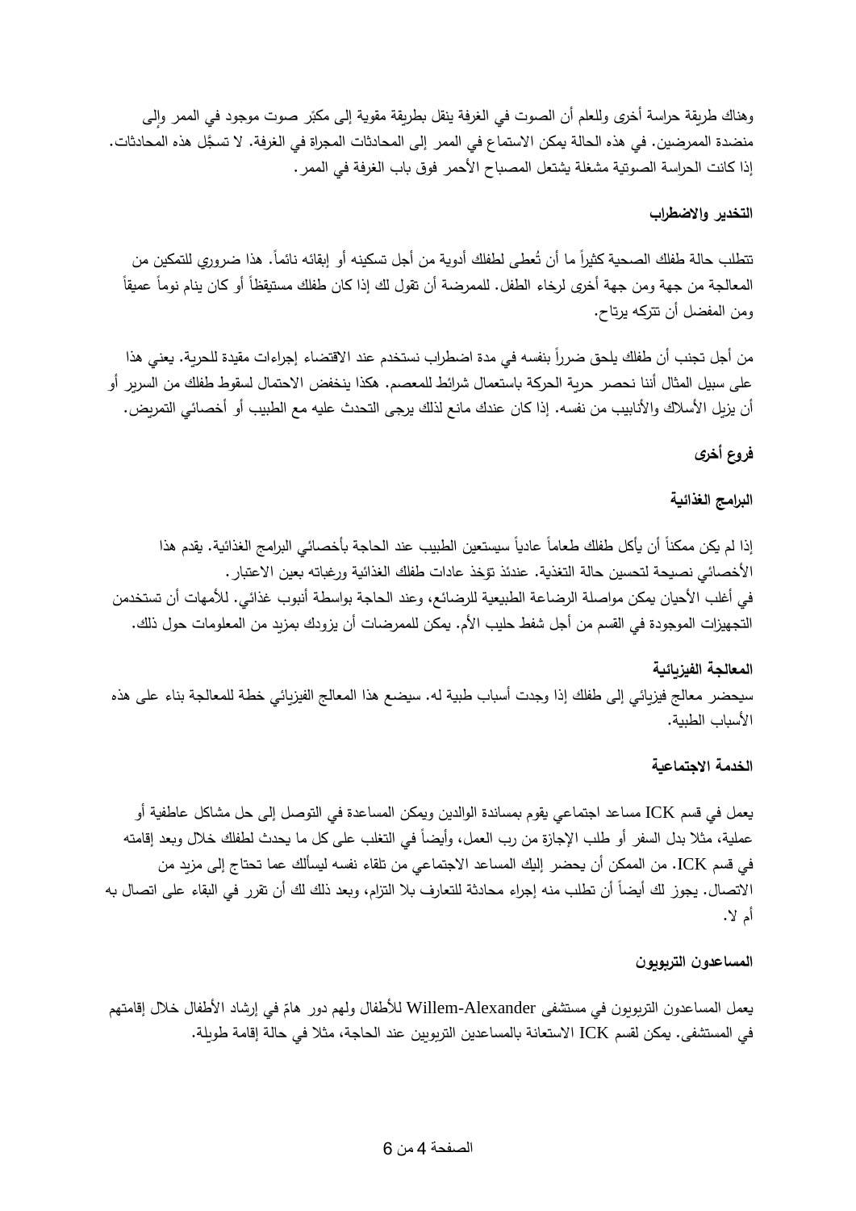وهناك طريقة حراسة أخرى وللعلم أن الصوت في الغرفة ينقل بطريقة مقوية إلى مكبّر صوت موجود في الممر وإلى منضدة الممرضين. في هذه الحالة يمكن الاستماع في الممر إلى المحادثات المجراة في الغرفة. لا تسجَّل هذه المحادثات. إذا كانت الحراسة الصوتية مشغلة يشتعل المصباح الأحمر فوق باب الغرفة في الممر.

### التخدير والاضطراب

تتطلب حالة طفلك الصحية كثيراً ما أن تُعطى لطفلك أدوية من أجل تسكينه أو إبقائه نائماً. هذا ضروري للتمكين من المعالجة من جهة ومن جهة أخرى لرخاء الطفل. للممرضة أن تقول لك إذا كان طفلك مستيقظاً أو كان ينام نوماً عميقاً ومن المفضل أن تتركه يرتاح.

من أجل تجنب أن طفلك يلحق ضرراً بنفسه في مدة اضطراب نستخدم عند الاقتضاء إجراءات مقيدة للحرية. يعني هذا على سبيل المثال أننا نحصر حرية الحركة باستعمال شرائط للمعصم. هكذا ينخفض الاحتمال لسقوط طفلك من السرير أو أن يزيل الأسلاك والأنابيب من نفسه. إذا كان عندك مانع لذلك يرجى التحدث عليه مع الطبيب أو أخصائي التمريض.

## فروع أخرى

### البرامج الغذائية

إذا لم يكن ممكناً أن يأكل طفلك طعاماً عادياً سيستعين الطبيب عند الحاجة بأخصائي البرامج الغذائية. يقدم هذا الأخصائي نصيحة لتحسين حالة التغذية. عندئذ تؤخذ عادات طفلك الغذائية ورغباته بعين الاعتبار.
في أغلب الأحيان يمكن مواصلة الرضاعة الطبيعية للرضائع، وعند الحاجة بواسطة أنبوب غذائي. للأمهات أن تستخدمن التجهيزات الموجودة في القسم من أجل شفط حليب الأم. يمكن للممرضات أن يزودك بمزيد من المعلومات حول ذلك.

### المعالجة الفيزيائية

سيحضر معالج فيزيائي إلى طفلك إذا وجدت أسباب طبية له. سيضع هذا المعالج الفيزيائي خطة للمعالجة بناء على هذه الأسباب الطبية.

### الخدمة الاجتماعية

يعمل في قسم ICK مساعد اجتماعي يقوم بمساندة الوالدين ويمكن المساعدة في التوصل إلى حل مشاكل عاطفية أو عملية، مثلا بدل السفر أو طلب الإجازة من رب العمل، وأيضاً في التغلب على كل ما يحدث لطفلك خلال وبعد إقامته في قسم ICK. من الممكن أن يحضر إليك المساعد الاجتماعي من تلقاء نفسه ليسألك عما تحتاج إلى مزيد من الاتصال. يجوز لك أيضاً أن تطلب منه إجراء محادثة للتعارف بلا التزام، وبعد ذلك لك أن تقرر في البقاء على اتصال به أم لا.

### المساعدون التربويون

يعمل المساعدون التربويون في مستشفى Willem-Alexander للأطفال ولهم دور هامّ في إرشاد الأطفال خلال إقامتهم في المستشفى. يمكن لقسم ICK الاستعانة بالمساعدين التربويين عند الحاجة، مثلا في حالة إقامة طويلة.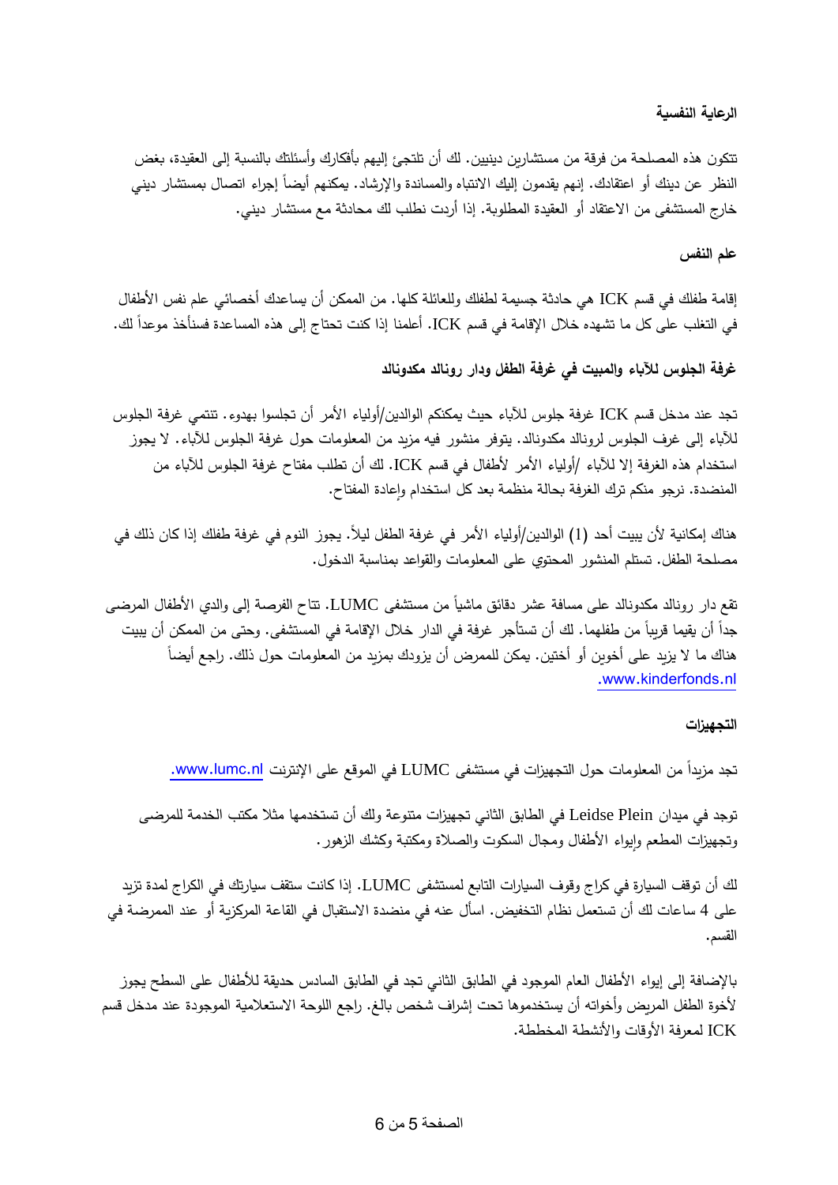### الرعاية النفسية

تتكون هذه المصلحة من فرقة من مستشارين دينيين. لك أن تلتجئ إليهم بأفكارك وأسئلتك بالنسبة إلى العقيدة، بغض النظر عن دينك أو اعتقادك. إنهم يقدمون إليك الانتباه والمساندة والإرشاد. يمكنهم أيضاً إجراء اتصال بمستشار ديني خارج المستشفى من الاعتقاد أو العقيدة المطلوبة. إذا أردت نطلب لك محادثة مع مستشار ديني.

### علم النفس

إقامة طفلك في قسم ICK هي حادثة جسيمة لطفلك وللعائلة كلها. من الممكن أن يساعدك أخصائي علم نفس الأطفال في التغلب على كل ما تشهده خلال الإقامة في قسم ICK. أعلمنا إذا كنت تحتاج إلى هذه المساعدة فسنأخذ موعداً لك.

### غرفة الجلوس للآباء والمبيت في غرفة الطفل ودار رونالد مكدونالد

تجد عند مدخل قسم ICK غرفة جلوس للآباء حيث يمكنكم الوالدين/أولياء الأمر أن تجلسوا بهدوء. تنتمي غرفة الجلوس للآباء إلى غرف الجلوس لرونالد مكدونالد. يتوفر منشور فيه مزيد من المعلومات حول غرفة الجلوس للآباء. لا يجوز استخدام هذه الغرفة إلا للآباء /أولياء الأمر لأطفال في قسم ICK. لك أن تطلب مفتاح غرفة الجلوس للآباء من المنضدة. نرجو منكم ترك الغرفة بحالة منظمة بعد كل استخدام وإعادة المفتاح.

هناك إمكانية لأن يبيت أحد (1) الوالدين/أولياء الأمر في غرفة الطفل ليلاً. يجوز النوم في غرفة طفلك إذا كان ذلك في مصلحة الطفل. تستلم المنشور المحتوي على المعلومات والقواعد بمناسبة الدخول.

تقع دار رونالد مكدونالد على مسافة عشر دقائق ماشياً من مستشفى LUMC. تتاح الفرصة إلى والدي الأطفال المرضى جداً أن يقيما قريباً من طفلهما. لك أن تستأجر غرفة في الدار خلال الإقامة في المستشفى. وحتى من الممكن أن يبيت هناك ما لا يزيد على أخوين أو أختين. يمكن للممرض أن يزودك بمزيد من المعلومات حول ذلك. راجع أيضاً www.kinderfonds.nl.

### التجهيزات

تجد مزيداً من المعلومات حول التجهيزات في مستشفى LUMC في الموقع على الإنترنت www.lumc.nl.

توجد في ميدان Leidse Plein في الطابق الثاني تجهيزات متنوعة ولك أن تستخدمها مثلا مكتب الخدمة للمرضى وتجهيزات المطعم وإيواء الأطفال ومجال السكوت والصلاة ومكتبة وكشك الزهور.

لك أن توقف السيارة في كراج وقوف السيارات التابع لمستشفى LUMC. إذا كانت ستقف سيارتك في الكراج لمدة تزيد على 4 ساعات لك أن تستعمل نظام التخفيض. اسأل عنه في منضدة الاستقبال في القاعة المركزية أو عند الممرضة في القسم.

بالإضافة إلى إيواء الأطفال العام الموجود في الطابق الثاني تجد في الطابق السادس حديقة للأطفال على السطح يجوز لأخوة الطفل المريض وأخواته أن يستخدموها تحت إشراف شخص بالغ. راجع اللوحة الاستعلامية الموجودة عند مدخل قسم ICK لمعرفة الأوقات والأنشطة المخططة.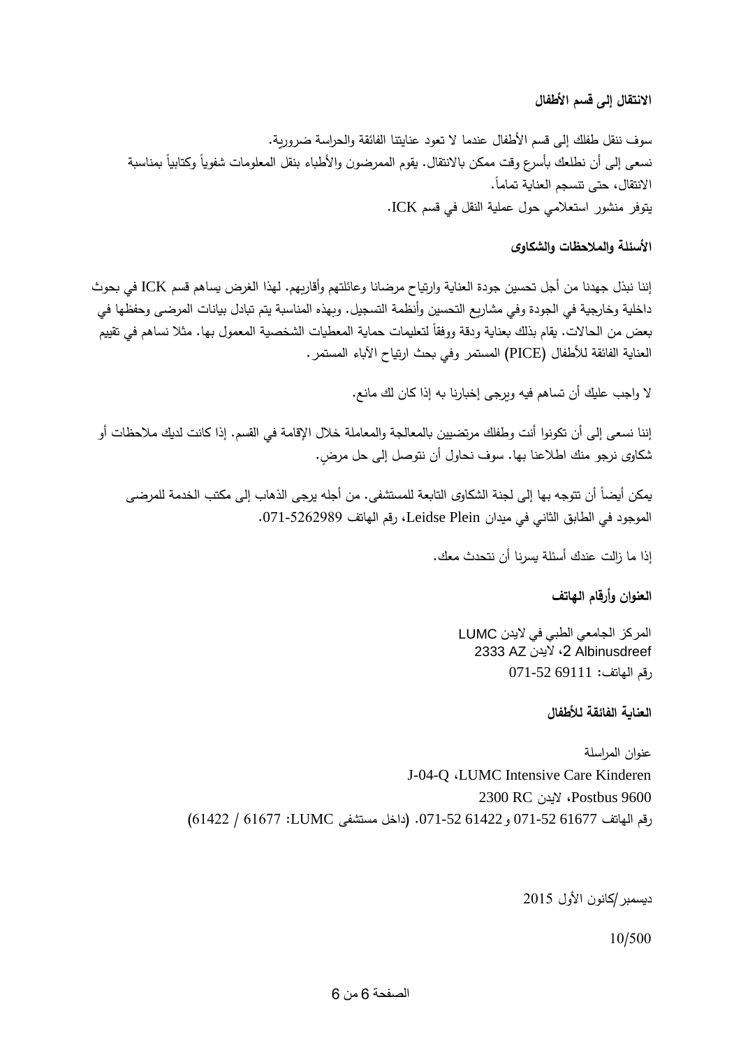**الانتقال إلى قسم الأطفال**

سوف ننقل طفلك إلى قسم الأطفال عندما لا تعود عنايتنا الفائقة والحراسة ضرورية.
نسعى إلى أن نطلعك بأسرع وقت ممكن بالانتقال. يقوم الممرضون والأطباء بنقل المعلومات شفوياً وكتابياً بمناسبة الانتقال، حتى تنسجم العناية تماماً.
يتوفر منشور استعلامي حول عملية النقل في قسم ICK.

**الأسئلة والملاحظات والشكاوى**

إننا نبذل جهدنا من أجل تحسين جودة العناية وارتياح مرضانا وعائلتهم وأقاربهم. لهذا الغرض يساهم قسم ICK في بحوث داخلية وخارجية في الجودة وفي مشاريع التحسين وأنظمة التسجيل. وبهذه المناسبة يتم تبادل بيانات المرضى وحفظها في بعض من الحالات. يقام بذلك بعناية ودقة ووفقاً لتعليمات حماية المعطيات الشخصية المعمول بها. مثلا نساهم في تقييم العناية الفائقة للأطفال (PICE) المستمر وفي بحث ارتياح الآباء المستمر.

لا واجب عليك أن تساهم فيه ويرجى إخبارنا به إذا كان لك مانع.

إننا نسعى إلى أن تكونوا أنت وطفلك مرتضيين بالمعالجة والمعاملة خلال الإقامة في القسم. إذا كانت لديك ملاحظات أو شكاوى نرجو منك اطلاعنا بها. سوف نحاول أن نتوصل إلى حل مرضٍ.

يمكن أيضاً أن تتوجه بها إلى لجنة الشكاوى التابعة للمستشفى. من أجله يرجى الذهاب إلى مكتب الخدمة للمرضى الموجود في الطابق الثاني في ميدان Leidse Plein، رقم الهاتف 5262989-071.

إذا ما زالت عندك أسئلة يسرنا أن نتحدث معك.

**العنوان وأرقام الهاتف**

المركز الجامعي الطبي في لايدن LUMC
Albinusdreef 2، لايدن 2333 AZ
رقم الهاتف: 69111 52-071

**العناية الفائقة للأطفال**

عنوان المراسلة
LUMC Intensive Care Kinderen، J-04-Q
Postbus 9600، لايدن 2300 RC
رقم الهاتف 61677 52-071 و61422 52-071. (داخل مستشفى LUMC: 61677 / 61422)

ديسمبر/كانون الأول 2015

10/500